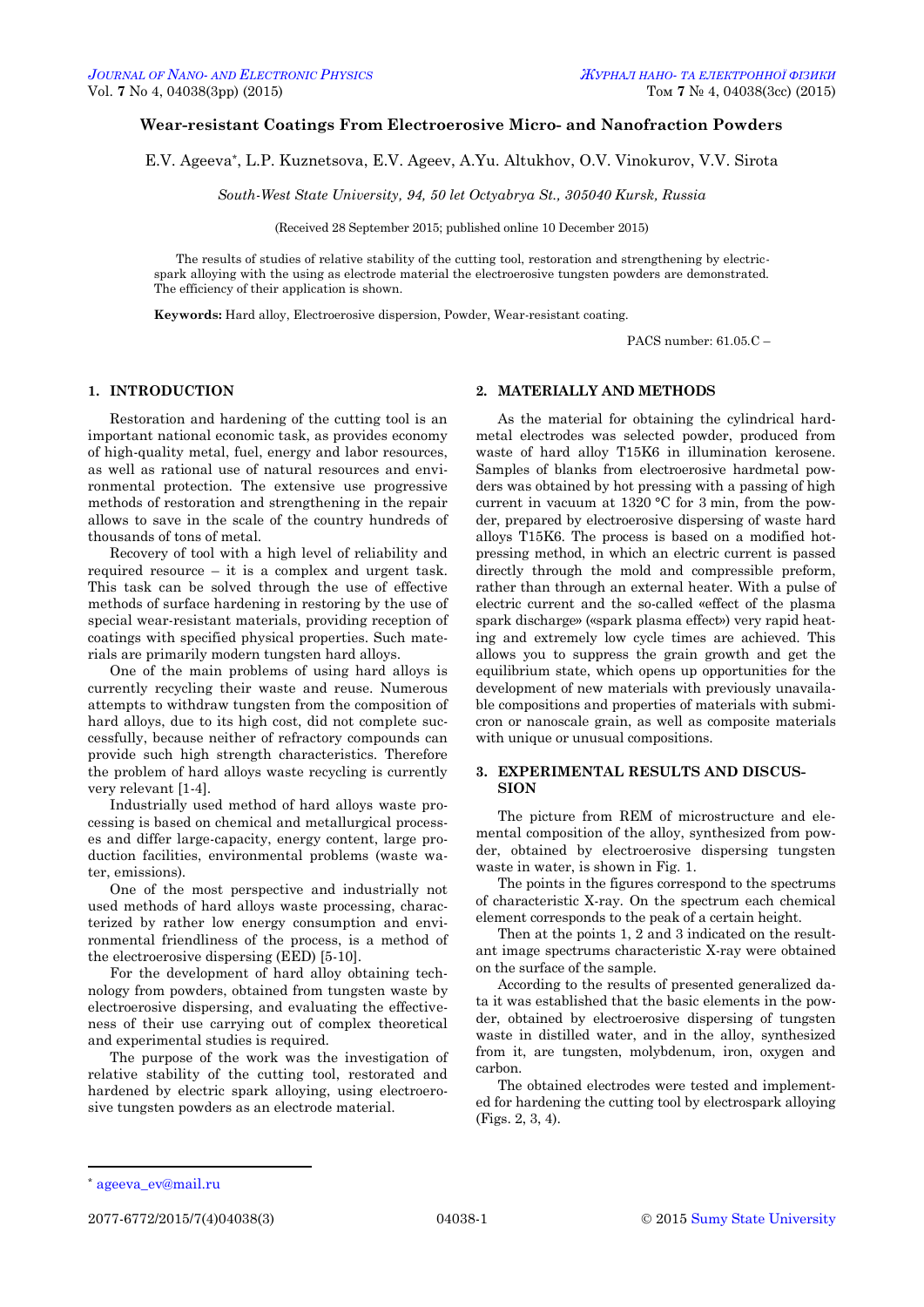# Wear-resistant Coatings From Electroerosive Micro- and Nanofraction Powders

E.V. Ageeva*, L.P. Kuznetsova, E.V. Ageev, A.Yu. Altukhov, O.V. Vinokurov, V.V. Sirota

*South-West State University, 94, 50 let Octyabrya St., 305040 Kursk, Russia*

(Received 28 September 2015; published online 10 December 2015)

The results of studies of relative stability of the cutting tool, restoration and strengthening by electric-spark alloying with the using as electrode material the electroerosive tungsten powders are demonstrated. The efficiency of their application is shown.

**Keywords:** Hard alloy, Electroerosive dispersion, Powder, Wear-resistant coating.

PACS number: 61.05.C –

## 1. INTRODUCTION

Restoration and hardening of the cutting tool is an important national economic task, as provides economy of high-quality metal, fuel, energy and labor resources, as well as rational use of natural resources and environmental protection. The extensive use progressive methods of restoration and strengthening in the repair allows to save in the scale of the country hundreds of thousands of tons of metal.

Recovery of tool with a high level of reliability and required resource – it is a complex and urgent task. This task can be solved through the use of effective methods of surface hardening in restoring by the use of special wear-resistant materials, providing reception of coatings with specified physical properties. Such materials are primarily modern tungsten hard alloys.

One of the main problems of using hard alloys is currently recycling their waste and reuse. Numerous attempts to withdraw tungsten from the composition of hard alloys, due to its high cost, did not complete successfully, because neither of refractory compounds can provide such high strength characteristics. Therefore the problem of hard alloys waste recycling is currently very relevant [1-4].

Industrially used method of hard alloys waste processing is based on chemical and metallurgical processes and differ large-capacity, energy content, large production facilities, environmental problems (waste water, emissions).

One of the most perspective and industrially not used methods of hard alloys waste processing, characterized by rather low energy consumption and environmental friendliness of the process, is a method of the electroerosive dispersing (EED) [5-10].

For the development of hard alloy obtaining technology from powders, obtained from tungsten waste by electroerosive dispersing, and evaluating the effectiveness of their use carrying out of complex theoretical and experimental studies is required.

The purpose of the work was the investigation of relative stability of the cutting tool, restorated and hardened by electric spark alloying, using electroerosive tungsten powders as an electrode material.

## 2. MATERIALLY AND METHODS

As the material for obtaining the cylindrical hardmetal electrodes was selected powder, produced from waste of hard alloy T15K6 in illumination kerosene. Samples of blanks from electroerosive hardmetal powders was obtained by hot pressing with a passing of high current in vacuum at 1320 °C for 3 min, from the powder, prepared by electroerosive dispersing of waste hard alloys T15K6. The process is based on a modified hot-pressing method, in which an electric current is passed directly through the mold and compressible preform, rather than through an external heater. With a pulse of electric current and the so-called «effect of the plasma spark discharge» («spark plasma effect») very rapid heating and extremely low cycle times are achieved. This allows you to suppress the grain growth and get the equilibrium state, which opens up opportunities for the development of new materials with previously unavailable compositions and properties of materials with submicron or nanoscale grain, as well as composite materials with unique or unusual compositions.

## 3. EXPERIMENTAL RESULTS AND DISCUSSION

The picture from REM of microstructure and elemental composition of the alloy, synthesized from powder, obtained by electroerosive dispersing tungsten waste in water, is shown in Fig. 1.

The points in the figures correspond to the spectrums of characteristic X-ray. On the spectrum each chemical element corresponds to the peak of a certain height.

Then at the points 1, 2 and 3 indicated on the resultant image spectrums characteristic X-ray were obtained on the surface of the sample.

According to the results of presented generalized data it was established that the basic elements in the powder, obtained by electroerosive dispersing of tungsten waste in distilled water, and in the alloy, synthesized from it, are tungsten, molybdenum, iron, oxygen and carbon.

The obtained electrodes were tested and implemented for hardening the cutting tool by electrospark alloying (Figs. 2, 3, 4).

* ageeva_ev@mail.ru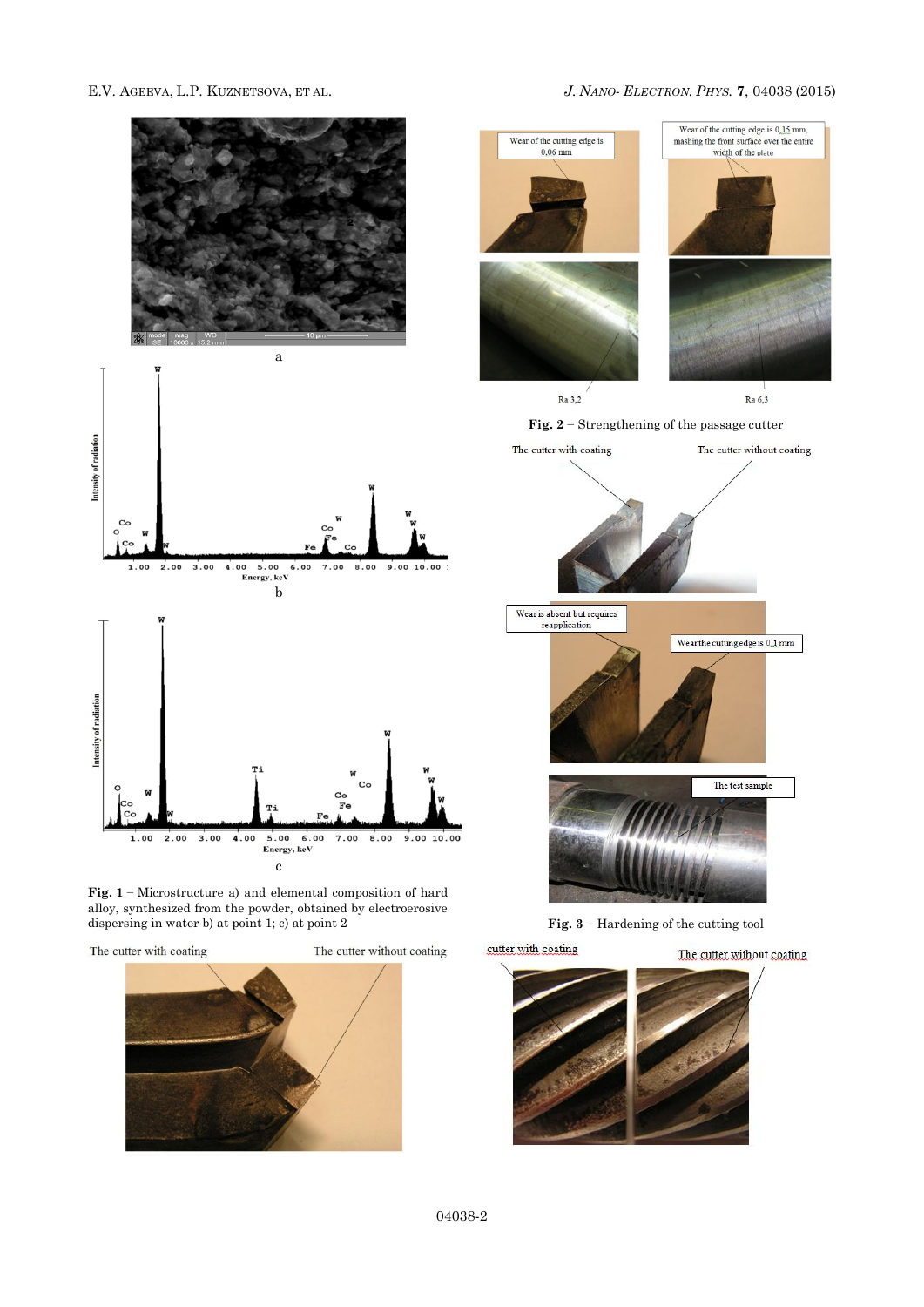Fig. 1 – Microstructure a) and elemental composition of hard alloy, synthesized from the powder, obtained by electroerosive dispersing in water b) at point 1; c) at point 2

The cutter with coating The cutter without coating

Wear of the cutting edge is 0,06 mm

Wear of the cutting edge is 0,15 mm, mashing the front surface over the entire width of the plate

Ra 3,2

Ra 6,3

Fig. 2 – Strengthening of the passage cutter

The cutter with coating The cutter without coating

Wear is absent but requires reapplication

Wear the cutting edge is 0,1 mm

The test sample

Fig. 3 – Hardening of the cutting tool

cutter with coating The cutter without coating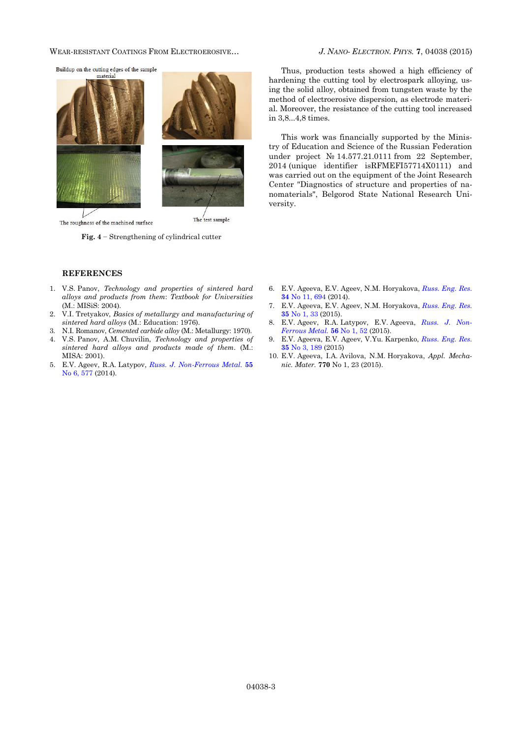Buildup on the cutting edges of the sample material

The roughness of the machined surface

The test sample

**Fig. 4** – Strengthening of cylindrical cutter

Thus, production tests showed a high efficiency of hardening the cutting tool by electrospark alloying, using the solid alloy, obtained from tungsten waste by the method of electroerosive dispersion, as electrode material. Moreover, the resistance of the cutting tool increased in 3,8...4,8 times.

This work was financially supported by the Ministry of Education and Science of the Russian Federation under project № 14.577.21.0111 from 22 September, 2014 (unique identifier isRFMEFI57714X0111) and was carried out on the equipment of the Joint Research Center "Diagnostics of structure and properties of nanomaterials", Belgorod State National Research University.

## REFERENCES

1. V.S. Panov, *Technology and properties of sintered hard alloys and products from them: Textbook for Universities* (M.: MISiS: 2004).
2. V.I. Tretyakov, *Basics of metallurgy and manufacturing of sintered hard alloys* (M.: Education: 1976).
3. N.I. Romanov, *Cemented carbide alloy* (M.: Metallurgy: 1970).
4. V.S. Panov, A.M. Chuvilin, *Technology and properties of sintered hard alloys and products made of them*. (M.: MISA: 2001).
5. E.V. Ageev, R.A. Latypov, *Russ. J. Non-Ferrous Metal.* **55** No 6, 577 (2014).
6. E.V. Ageeva, E.V. Ageev, N.M. Horyakova, *Russ. Eng. Res.* **34** No 11, 694 (2014).
7. E.V. Ageeva, E.V. Ageev, N.M. Horyakova, *Russ. Eng. Res.* **35** No 1, 33 (2015).
8. E.V. Ageev, R.A. Latypov, E.V. Ageeva, *Russ. J. Non-Ferrous Metal.* **56** No 1, 52 (2015).
9. E.V. Ageeva, E.V. Ageev, V.Yu. Karpenko, *Russ. Eng. Res.* **35** No 3, 189 (2015)
10. E.V. Ageeva, I.A. Avilova, N.M. Horyakova, *Appl. Mechanic. Mater.* **770** No 1, 23 (2015).